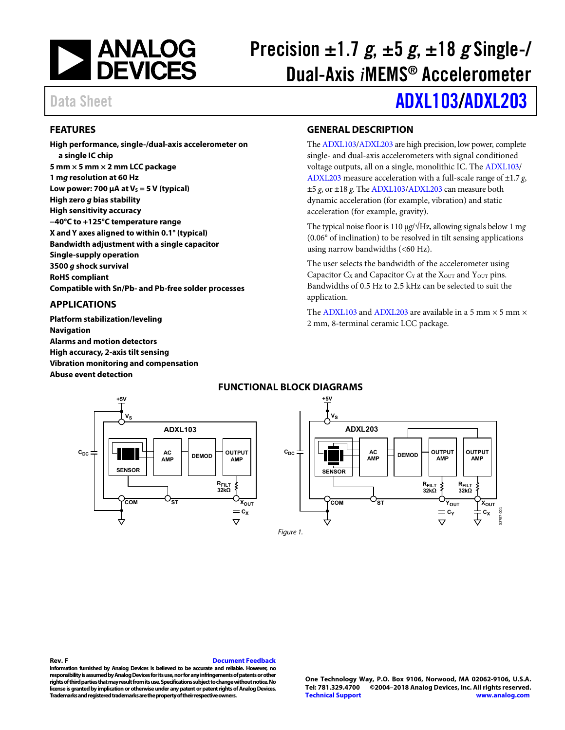# Precision ±1.7 *g*, ±5 *g*, ±18 *g* Single-/ Dual-Axis *i*MEMS® Accelerometer

Data Sheet

## ADXL103/ADXL203

## FEATURES

**High performance, single-/dual-axis accelerometer on a single IC chip**
**5 mm × 5 mm × 2 mm LCC package**
**1 m*g* resolution at 60 Hz**
**Low power: 700 µA at $V_S$ = 5 V (typical)**
**High zero *g* bias stability**
**High sensitivity accuracy**
**−40°C to +125°C temperature range**
**X and Y axes aligned to within 0.1° (typical)**
**Bandwidth adjustment with a single capacitor**
**Single-supply operation**
**3500 *g* shock survival**
**RoHS compliant**
**Compatible with Sn/Pb- and Pb-free solder processes**

## APPLICATIONS

**Platform stabilization/leveling**
**Navigation**
**Alarms and motion detectors**
**High accuracy, 2-axis tilt sensing**
**Vibration monitoring and compensation**
**Abuse event detection**

## GENERAL DESCRIPTION

The ADXL103/ADXL203 are high precision, low power, complete single- and dual-axis accelerometers with signal conditioned voltage outputs, all on a single, monolithic IC. The ADXL103/ADXL203 measure acceleration with a full-scale range of ±1.7 *g*, ±5 *g*, or ±18 *g*. The ADXL103/ADXL203 can measure both dynamic acceleration (for example, vibration) and static acceleration (for example, gravity).

The typical noise floor is 110 µ*g*/√Hz, allowing signals below 1 m*g* (0.06° of inclination) to be resolved in tilt sensing applications using narrow bandwidths (<60 Hz).

The user selects the bandwidth of the accelerometer using Capacitor $C_X$ and Capacitor $C_Y$ at the $X_{OUT}$ and $Y_{OUT}$ pins. Bandwidths of 0.5 Hz to 2.5 kHz can be selected to suit the application.

The ADXL103 and ADXL203 are available in a 5 mm × 5 mm × 2 mm, 8-terminal ceramic LCC package.

## FUNCTIONAL BLOCK DIAGRAMS

Figure 1.

Rev. F

Information furnished by Analog Devices is believed to be accurate and reliable. However, no responsibility is assumed by Analog Devices for its use, nor for any infringements of patents or other rights of third parties that may result from its use. Specifications subject to change without notice. No license is granted by implication or otherwise under any patent or patent rights of Analog Devices. Trademarks and registered trademarks are the property of their respective owners.

One Technology Way, P.O. Box 9106, Norwood, MA 02062-9106, U.S.A.
Tel: 781.329.4700 ©2004–2018 Analog Devices, Inc. All rights reserved.
Technical Support www.analog.com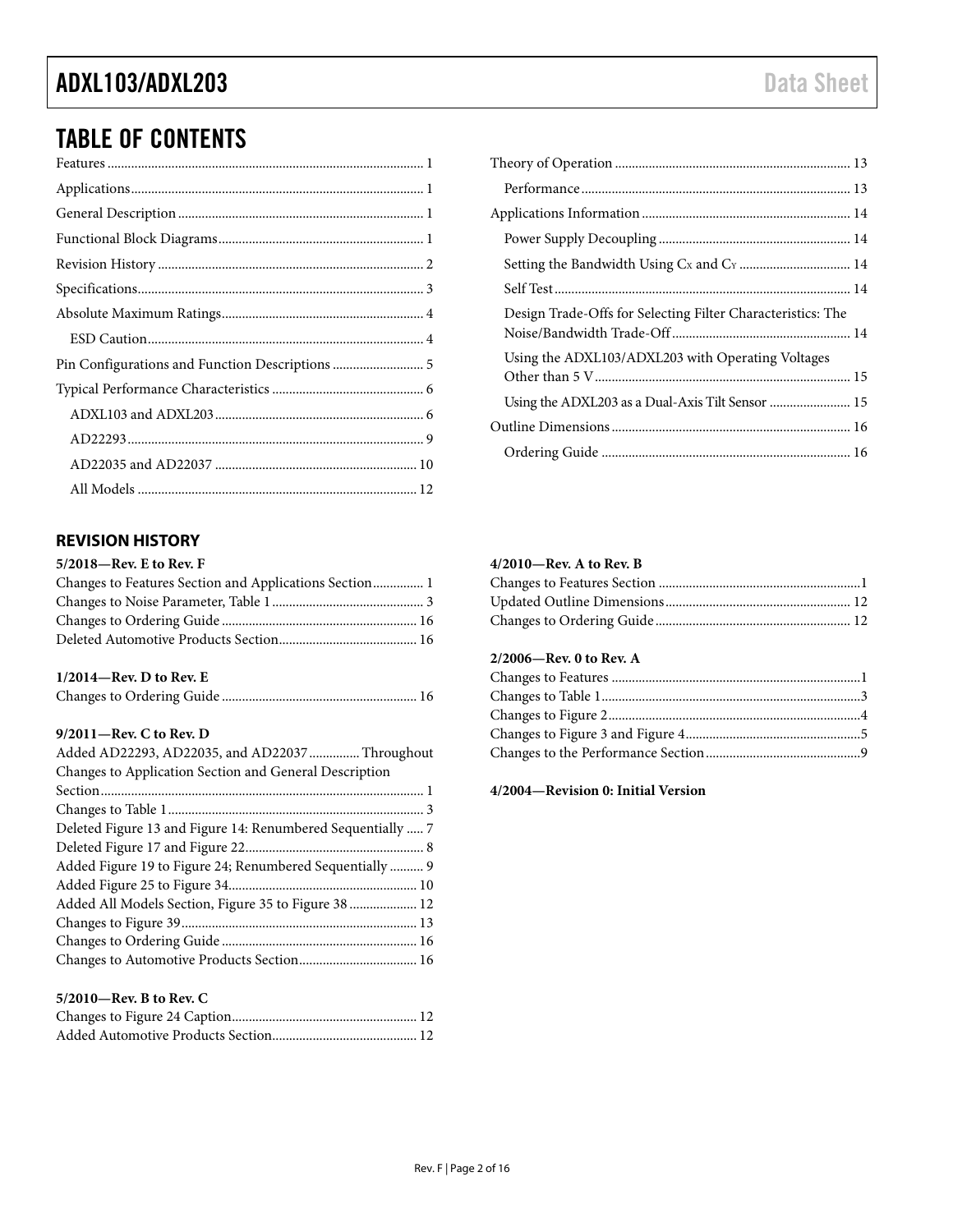## TABLE OF CONTENTS

Features ..... 1
Applications ..... 1
General Description ..... 1
Functional Block Diagrams ..... 1
Revision History ..... 2
Specifications ..... 3
Absolute Maximum Ratings ..... 4
  ESD Caution ..... 4
Pin Configurations and Function Descriptions ..... 5
Typical Performance Characteristics ..... 6
  ADXL103 and ADXL203 ..... 6
  AD22293 ..... 9
  AD22035 and AD22037 ..... 10
  All Models ..... 12
Theory of Operation ..... 13
  Performance ..... 13
Applications Information ..... 14
  Power Supply Decoupling ..... 14
  Setting the Bandwidth Using $C_X$ and $C_Y$ ..... 14
  Self Test ..... 14
  Design Trade-Offs for Selecting Filter Characteristics: The Noise/Bandwidth Trade-Off ..... 14
  Using the ADXL103/ADXL203 with Operating Voltages Other than 5 V ..... 15
  Using the ADXL203 as a Dual-Axis Tilt Sensor ..... 15
Outline Dimensions ..... 16
  Ordering Guide ..... 16

### REVISION HISTORY

**5/2018—Rev. E to Rev. F**

Changes to Features Section and Applications Section ..... 1
Changes to Noise Parameter, Table 1 ..... 3
Changes to Ordering Guide ..... 16
Deleted Automotive Products Section ..... 16

**1/2014—Rev. D to Rev. E**

Changes to Ordering Guide ..... 16

**9/2011—Rev. C to Rev. D**

Added AD22293, AD22035, and AD22037 ..... Throughout
Changes to Application Section and General Description Section ..... 1
Changes to Table 1 ..... 3
Deleted Figure 13 and Figure 14: Renumbered Sequentially ..... 7
Deleted Figure 17 and Figure 22 ..... 8
Added Figure 19 to Figure 24; Renumbered Sequentially ..... 9
Added Figure 25 to Figure 34 ..... 10
Added All Models Section, Figure 35 to Figure 38 ..... 12
Changes to Figure 39 ..... 13
Changes to Ordering Guide ..... 16
Changes to Automotive Products Section ..... 16

**5/2010—Rev. B to Rev. C**

Changes to Figure 24 Caption ..... 12
Added Automotive Products Section ..... 12

**4/2010—Rev. A to Rev. B**

Changes to Features Section ..... 1
Updated Outline Dimensions ..... 12
Changes to Ordering Guide ..... 12

**2/2006—Rev. 0 to Rev. A**

Changes to Features ..... 1
Changes to Table 1 ..... 3
Changes to Figure 2 ..... 4
Changes to Figure 3 and Figure 4 ..... 5
Changes to the Performance Section ..... 9

**4/2004—Revision 0: Initial Version**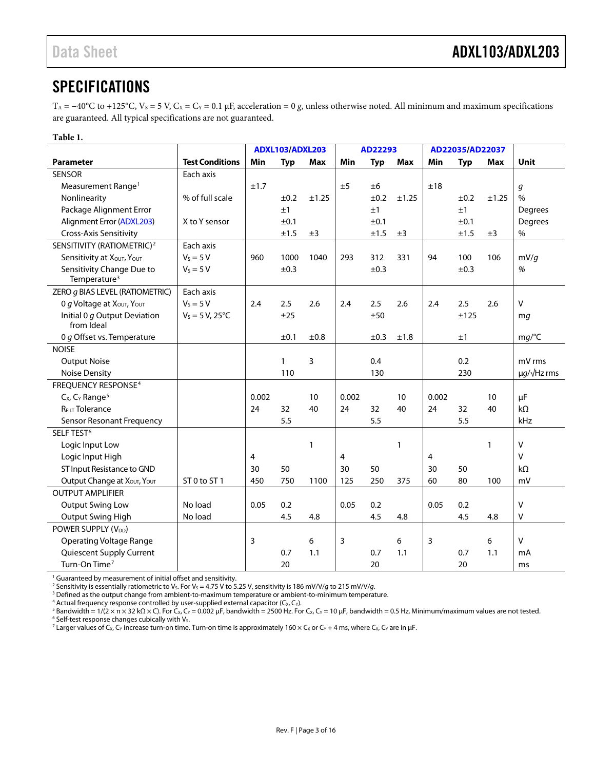## SPECIFICATIONS

$T_A$ = −40°C to +125°C, $V_S$ = 5 V, $C_X$ = $C_Y$ = 0.1 µF, acceleration = 0 *g*, unless otherwise noted. All minimum and maximum specifications are guaranteed. All typical specifications are not guaranteed.

**Table 1.**

| Parameter | Test Conditions | ADXL103/ADXL203 Min | ADXL103/ADXL203 Typ | ADXL103/ADXL203 Max | AD22293 Min | AD22293 Typ | AD22293 Max | AD22035/AD22037 Min | AD22035/AD22037 Typ | AD22035/AD22037 Max | Unit |
|---|---|---|---|---|---|---|---|---|---|---|---|
| SENSOR | Each axis | | | | | | | | | | |
| Measurement Range[1] | | ±1.7 | | | ±5 | ±6 | | ±18 | | | *g* |
| Nonlinearity | % of full scale | | ±0.2 | ±1.25 | | ±0.2 | ±1.25 | | ±0.2 | ±1.25 | % |
| Package Alignment Error | | | ±1 | | | ±1 | | | ±1 | | Degrees |
| Alignment Error (ADXL203) | X to Y sensor | | ±0.1 | | | ±0.1 | | | ±0.1 | | Degrees |
| Cross-Axis Sensitivity | | | ±1.5 | ±3 | | ±1.5 | ±3 | | ±1.5 | ±3 | % |
| SENSITIVITY (RATIOMETRIC)[2] | Each axis | | | | | | | | | | |
| Sensitivity at $X_{OUT}$, $Y_{OUT}$ | $V_S$ = 5 V | 960 | 1000 | 1040 | 293 | 312 | 331 | 94 | 100 | 106 | mV/*g* |
| Sensitivity Change Due to Temperature[3] | $V_S$ = 5 V | | ±0.3 | | | ±0.3 | | | ±0.3 | | % |
| ZERO *g* BIAS LEVEL (RATIOMETRIC) | Each axis | | | | | | | | | | |
| 0 *g* Voltage at $X_{OUT}$, $Y_{OUT}$ | $V_S$ = 5 V | 2.4 | 2.5 | 2.6 | 2.4 | 2.5 | 2.6 | 2.4 | 2.5 | 2.6 | V |
| Initial 0 *g* Output Deviation from Ideal | $V_S$ = 5 V, 25°C | | ±25 | | | ±50 | | | ±125 | | m*g* |
| 0 *g* Offset vs. Temperature | | | ±0.1 | ±0.8 | | ±0.3 | ±1.8 | | ±1 | | m*g*/°C |
| NOISE | | | | | | | | | | | |
| Output Noise | | | 1 | 3 | | 0.4 | | | 0.2 | | mV rms |
| Noise Density | | | 110 | | | 130 | | | 230 | | µ*g*/√Hz rms |
| FREQUENCY RESPONSE[4] | | | | | | | | | | | |
| $C_X$, $C_Y$ Range[5] | | 0.002 | | 10 | 0.002 | | 10 | 0.002 | | 10 | µF |
| $R_{FILT}$ Tolerance | | 24 | 32 | 40 | 24 | 32 | 40 | 24 | 32 | 40 | kΩ |
| Sensor Resonant Frequency | | | 5.5 | | | 5.5 | | | 5.5 | | kHz |
| SELF TEST[6] | | | | | | | | | | | |
| Logic Input Low | | | | 1 | | | 1 | | | 1 | V |
| Logic Input High | | 4 | | | 4 | | | 4 | | | V |
| ST Input Resistance to GND | | 30 | 50 | | 30 | 50 | | 30 | 50 | | kΩ |
| Output Change at $X_{OUT}$, $Y_{OUT}$ | ST 0 to ST 1 | 450 | 750 | 1100 | 125 | 250 | 375 | 60 | 80 | 100 | mV |
| OUTPUT AMPLIFIER | | | | | | | | | | | |
| Output Swing Low | No load | 0.05 | 0.2 | | 0.05 | 0.2 | | 0.05 | 0.2 | | V |
| Output Swing High | No load | | 4.5 | 4.8 | | 4.5 | 4.8 | | 4.5 | 4.8 | V |
| POWER SUPPLY ($V_{DD}$) | | | | | | | | | | | |
| Operating Voltage Range | | 3 | | 6 | 3 | | 6 | 3 | | 6 | V |
| Quiescent Supply Current | | | 0.7 | 1.1 | | 0.7 | 1.1 | | 0.7 | 1.1 | mA |
| Turn-On Time[7] | | | 20 | | | 20 | | | 20 | | ms |

[1] Guaranteed by measurement of initial offset and sensitivity.
[2] Sensitivity is essentially ratiometric to $V_S$. For $V_S$ = 4.75 V to 5.25 V, sensitivity is 186 mV/V/*g* to 215 mV/V/*g*.
[3] Defined as the output change from ambient-to-maximum temperature or ambient-to-minimum temperature.
[4] Actual frequency response controlled by user-supplied external capacitor ($C_X$, $C_Y$).
[5] Bandwidth = $1/(2 \times \pi \times 32\ k\Omega \times C)$. For $C_X$, $C_Y$ = 0.002 µF, bandwidth = 2500 Hz. For $C_X$, $C_Y$ = 10 µF, bandwidth = 0.5 Hz. Minimum/maximum values are not tested.
[6] Self-test response changes cubically with $V_S$.
[7] Larger values of $C_X$, $C_Y$ increase turn-on time. Turn-on time is approximately $160 \times C_X$ or $C_Y$ + 4 ms, where $C_X$, $C_Y$ are in µF.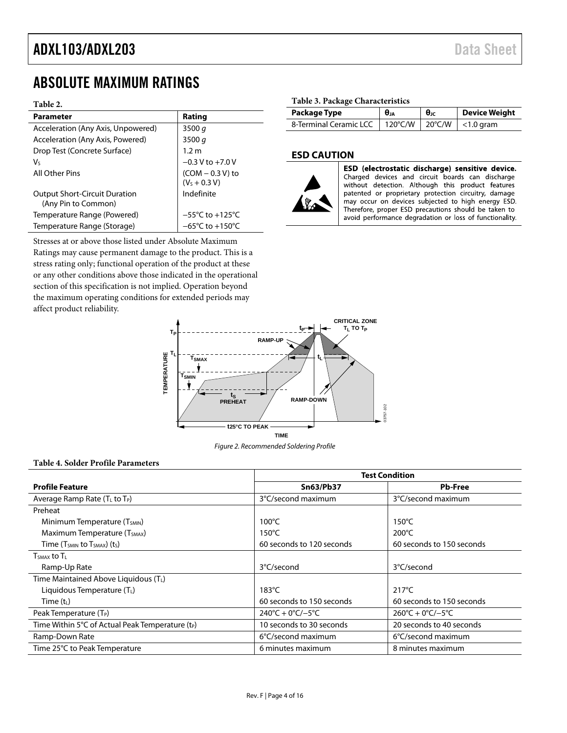# ABSOLUTE MAXIMUM RATINGS

**Table 2.**

| Parameter | Rating |
|---|---|
| Acceleration (Any Axis, Unpowered) | 3500 *g* |
| Acceleration (Any Axis, Powered) | 3500 *g* |
| Drop Test (Concrete Surface) | 1.2 m |
| $V_S$ | −0.3 V to +7.0 V |
| All Other Pins | (COM − 0.3 V) to ($V_S$ + 0.3 V) |
| Output Short-Circuit Duration (Any Pin to Common) | Indefinite |
| Temperature Range (Powered) | −55°C to +125°C |
| Temperature Range (Storage) | −65°C to +150°C |

Stresses at or above those listed under Absolute Maximum Ratings may cause permanent damage to the product. This is a stress rating only; functional operation of the product at these or any other conditions above those indicated in the operational section of this specification is not implied. Operation beyond the maximum operating conditions for extended periods may affect product reliability.

**Table 3. Package Characteristics**

| Package Type | $\theta_{JA}$ | $\theta_{JC}$ | Device Weight |
|---|---|---|---|
| 8-Terminal Ceramic LCC | 120°C/W | 20°C/W | <1.0 gram |

## ESD CAUTION

**ESD (electrostatic discharge) sensitive device.** Charged devices and circuit boards can discharge without detection. Although this product features patented or proprietary protection circuitry, damage may occur on devices subjected to high energy ESD. Therefore, proper ESD precautions should be taken to avoid performance degradation or loss of functionality.

*Figure 2. Recommended Soldering Profile*

**Table 4. Solder Profile Parameters**

| Profile Feature | Test Condition: Sn63/Pb37 | Test Condition: Pb-Free |
|---|---|---|
| Average Ramp Rate ($T_L$ to $T_P$) | 3°C/second maximum | 3°C/second maximum |
| Preheat | | |
| Minimum Temperature ($T_{SMIN}$) | 100°C | 150°C |
| Maximum Temperature ($T_{SMAX}$) | 150°C | 200°C |
| Time ($T_{SMIN}$ to $T_{SMAX}$) ($t_S$) | 60 seconds to 120 seconds | 60 seconds to 150 seconds |
| $T_{SMAX}$ to $T_L$ | | |
| Ramp-Up Rate | 3°C/second | 3°C/second |
| Time Maintained Above Liquidous ($T_L$) | | |
| Liquidous Temperature ($T_L$) | 183°C | 217°C |
| Time ($t_L$) | 60 seconds to 150 seconds | 60 seconds to 150 seconds |
| Peak Temperature ($T_P$) | 240°C + 0°C/−5°C | 260°C + 0°C/−5°C |
| Time Within 5°C of Actual Peak Temperature ($t_P$) | 10 seconds to 30 seconds | 20 seconds to 40 seconds |
| Ramp-Down Rate | 6°C/second maximum | 6°C/second maximum |
| Time 25°C to Peak Temperature | 6 minutes maximum | 8 minutes maximum |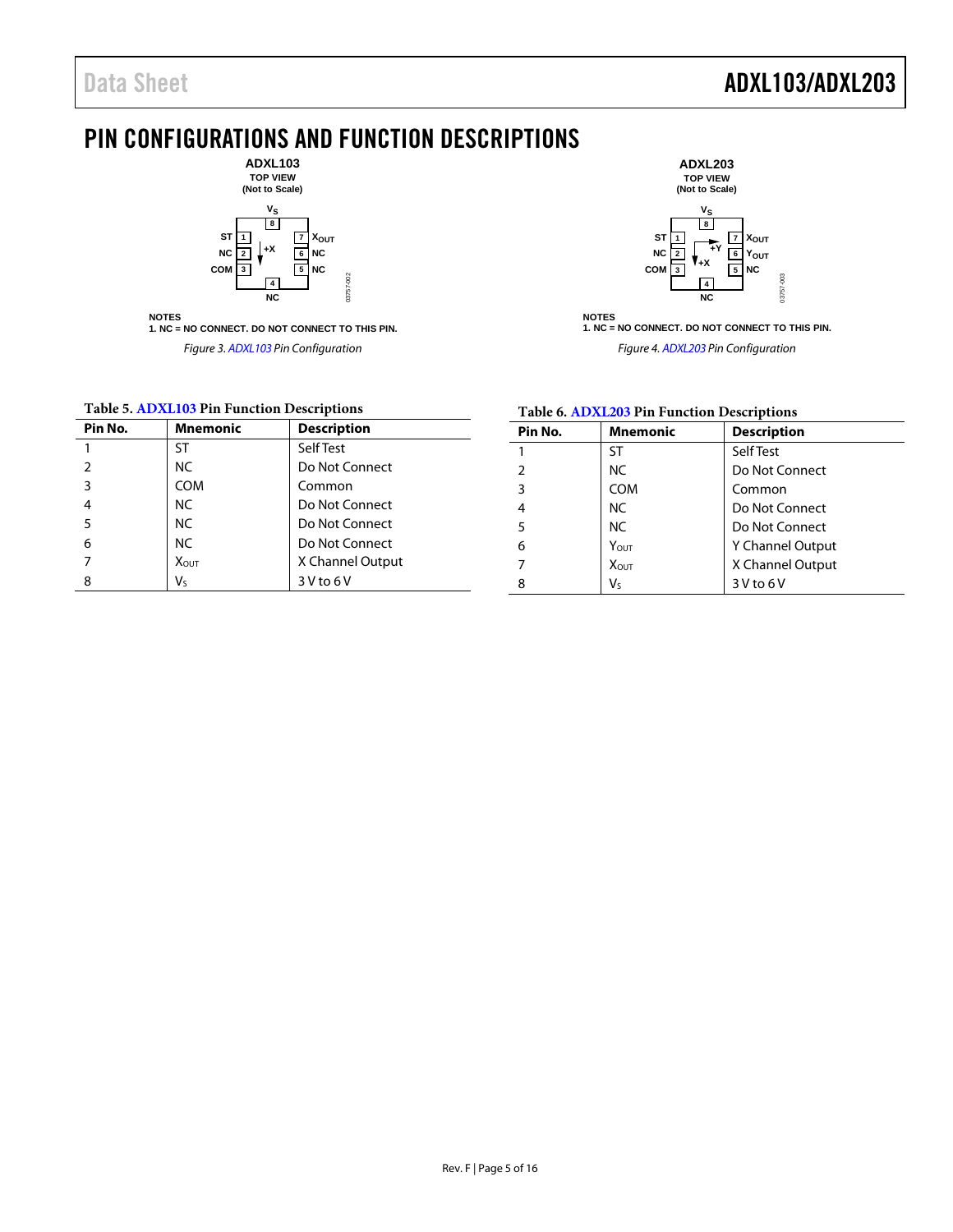# PIN CONFIGURATIONS AND FUNCTION DESCRIPTIONS

NOTES
1. NC = NO CONNECT. DO NOT CONNECT TO THIS PIN.

*Figure 3. ADXL103 Pin Configuration*

NOTES
1. NC = NO CONNECT. DO NOT CONNECT TO THIS PIN.

*Figure 4. ADXL203 Pin Configuration*

**Table 5. ADXL103 Pin Function Descriptions**

| Pin No. | Mnemonic | Description |
|---|---|---|
| 1 | ST | Self Test |
| 2 | NC | Do Not Connect |
| 3 | COM | Common |
| 4 | NC | Do Not Connect |
| 5 | NC | Do Not Connect |
| 6 | NC | Do Not Connect |
| 7 | $X_{OUT}$ | X Channel Output |
| 8 | $V_S$ | 3 V to 6 V |

**Table 6. ADXL203 Pin Function Descriptions**

| Pin No. | Mnemonic | Description |
|---|---|---|
| 1 | ST | Self Test |
| 2 | NC | Do Not Connect |
| 3 | COM | Common |
| 4 | NC | Do Not Connect |
| 5 | NC | Do Not Connect |
| 6 | $Y_{OUT}$ | Y Channel Output |
| 7 | $X_{OUT}$ | X Channel Output |
| 8 | $V_S$ | 3 V to 6 V |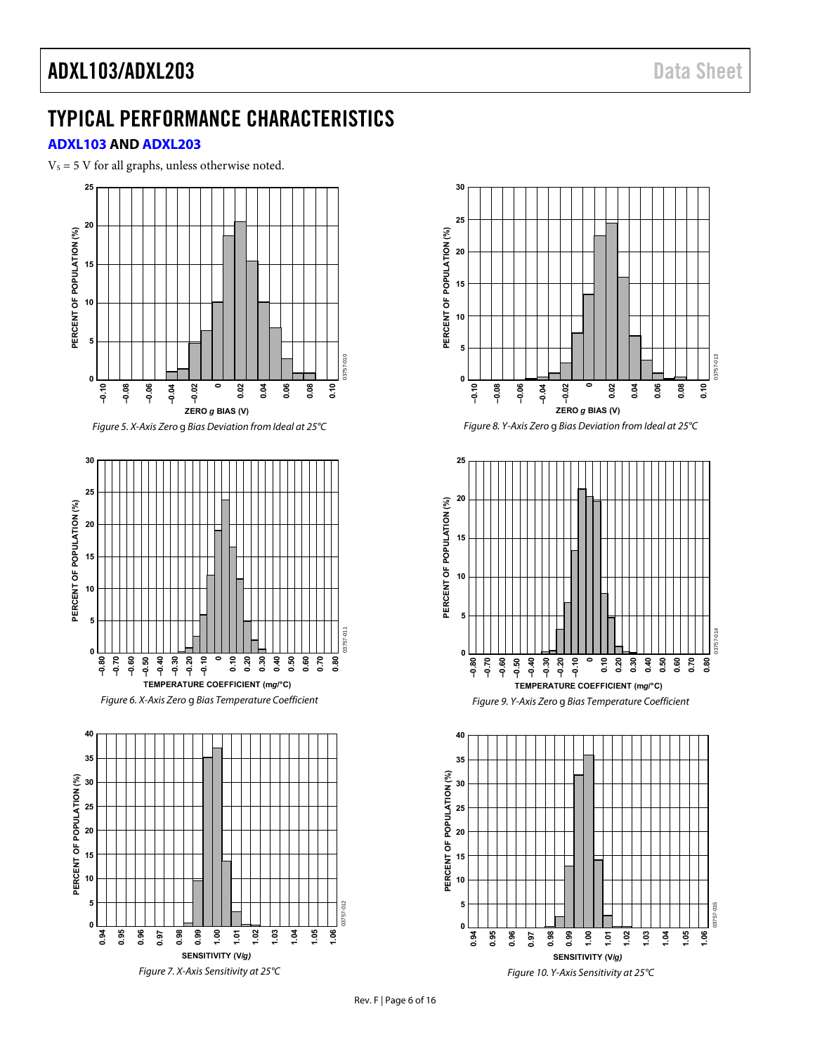## TYPICAL PERFORMANCE CHARACTERISTICS

### ADXL103 AND ADXL203

$V_S$ = 5 V for all graphs, unless otherwise noted.

*Figure 5. X-Axis Zero g Bias Deviation from Ideal at 25°C*

*Figure 6. X-Axis Zero g Bias Temperature Coefficient*

*Figure 7. X-Axis Sensitivity at 25°C*

*Figure 8. Y-Axis Zero g Bias Deviation from Ideal at 25°C*

*Figure 9. Y-Axis Zero g Bias Temperature Coefficient*

*Figure 10. Y-Axis Sensitivity at 25°C*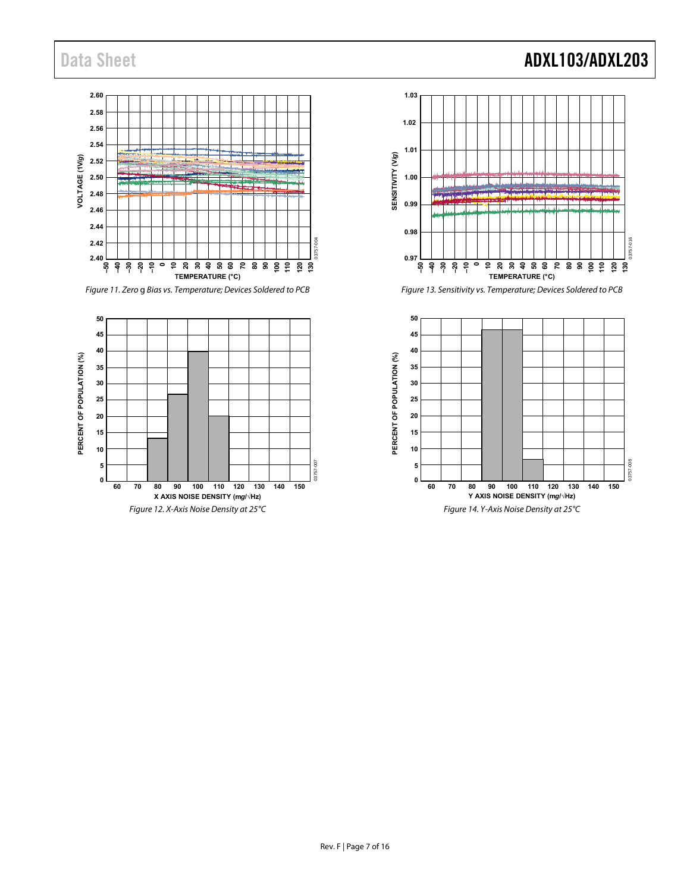*Figure 11. Zero g Bias vs. Temperature; Devices Soldered to PCB*

*Figure 12. X-Axis Noise Density at 25°C*

*Figure 13. Sensitivity vs. Temperature; Devices Soldered to PCB*

*Figure 14. Y-Axis Noise Density at 25°C*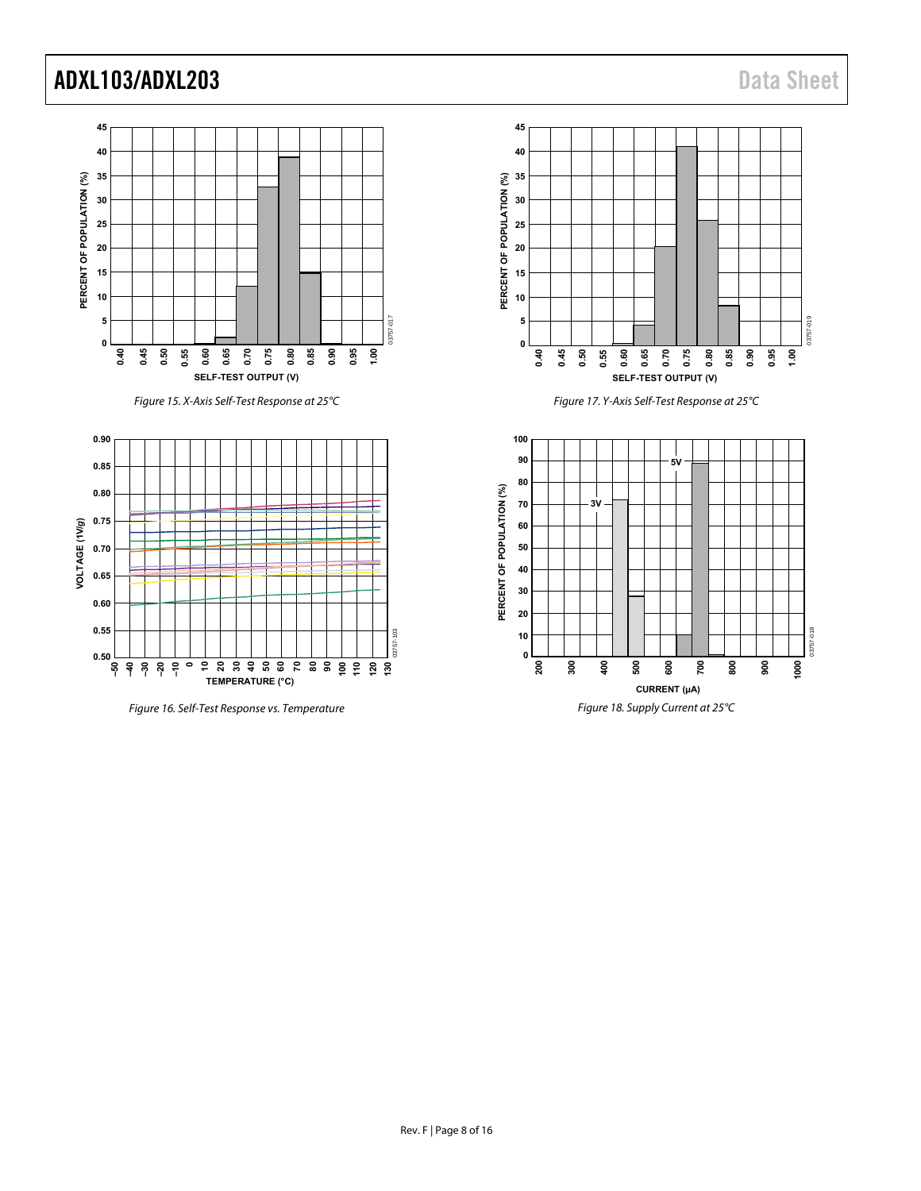Figure 15. X-Axis Self-Test Response at 25°C

Figure 16. Self-Test Response vs. Temperature

Figure 17. Y-Axis Self-Test Response at 25°C

Figure 18. Supply Current at 25°C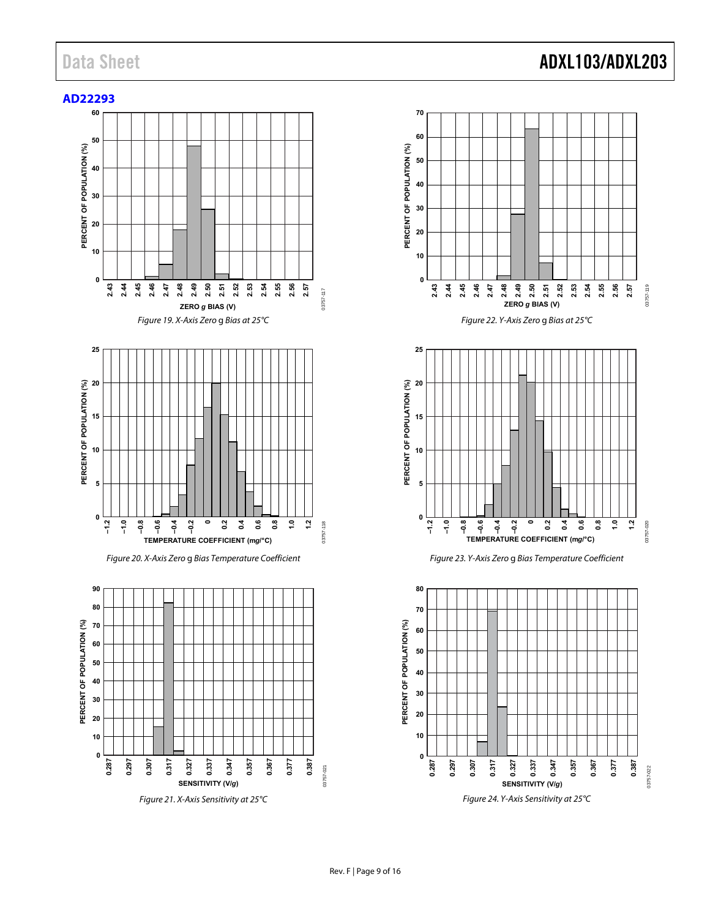AD22293

Figure 19. X-Axis Zero g Bias at 25°C

Figure 20. X-Axis Zero g Bias Temperature Coefficient

Figure 21. X-Axis Sensitivity at 25°C

Figure 22. Y-Axis Zero g Bias at 25°C

Figure 23. Y-Axis Zero g Bias Temperature Coefficient

Figure 24. Y-Axis Sensitivity at 25°C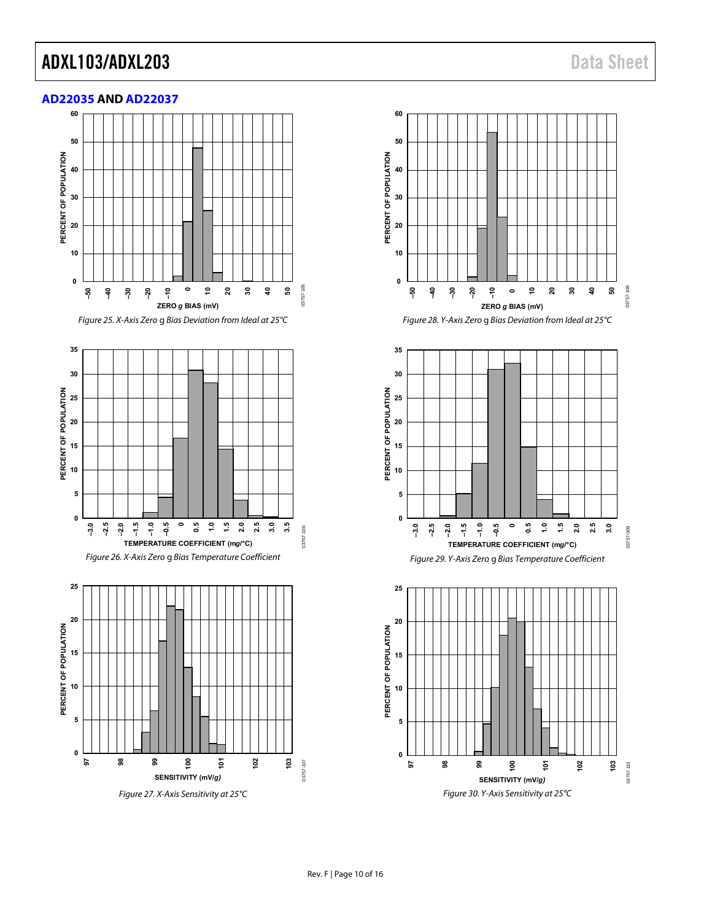## AD22035 AND AD22037

Figure 25. X-Axis Zero g Bias Deviation from Ideal at 25°C

Figure 26. X-Axis Zero g Bias Temperature Coefficient

Figure 27. X-Axis Sensitivity at 25°C

Figure 28. Y-Axis Zero g Bias Deviation from Ideal at 25°C

Figure 29. Y-Axis Zero g Bias Temperature Coefficient

Figure 30. Y-Axis Sensitivity at 25°C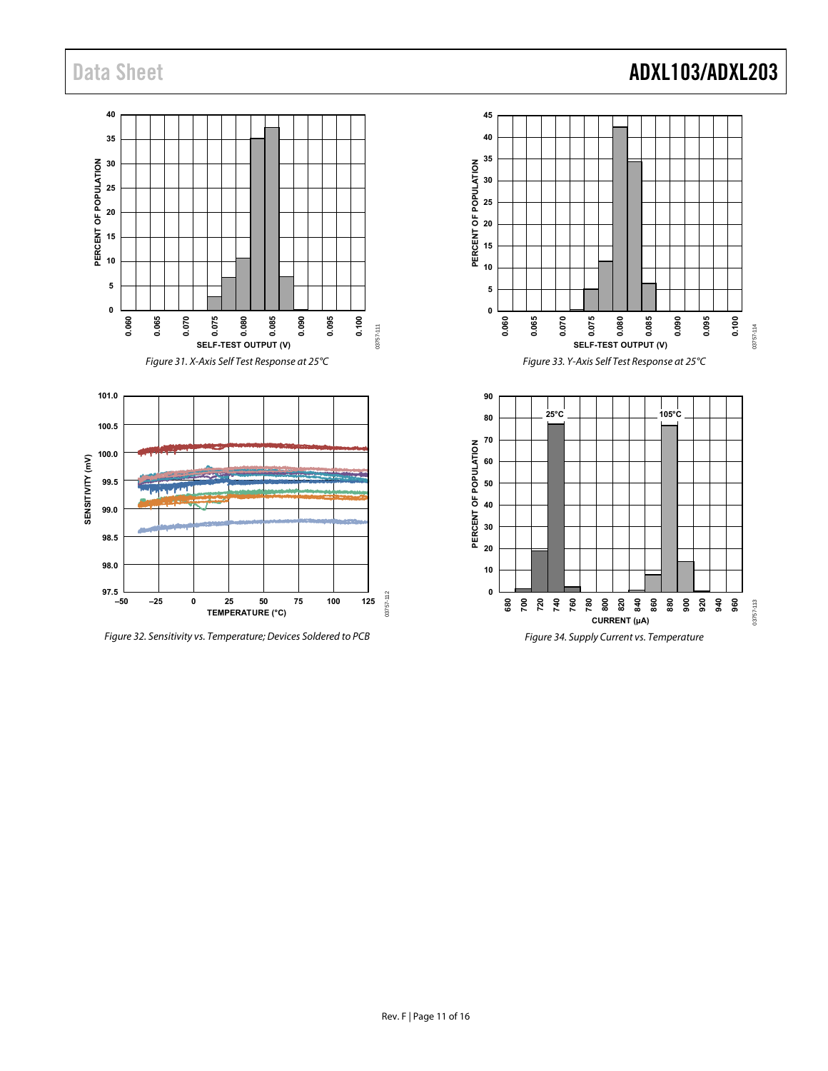Figure 31. X-Axis Self Test Response at 25°C

Figure 32. Sensitivity vs. Temperature; Devices Soldered to PCB

Figure 33. Y-Axis Self Test Response at 25°C

Figure 34. Supply Current vs. Temperature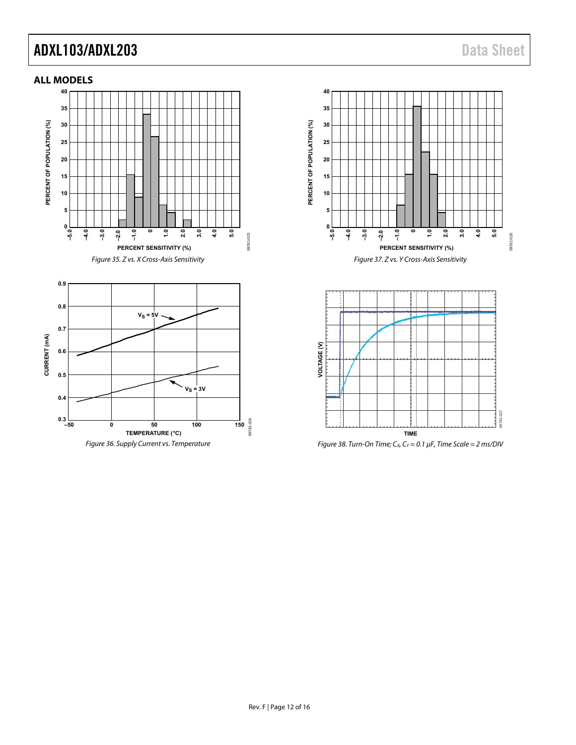## ALL MODELS

Figure 35. Z vs. X Cross-Axis Sensitivity

Figure 37. Z vs. Y Cross-Axis Sensitivity

Figure 36. Supply Current vs. Temperature

Figure 38. Turn-On Time; $C_X$, $C_Y$ = 0.1 μF, Time Scale = 2 ms/DIV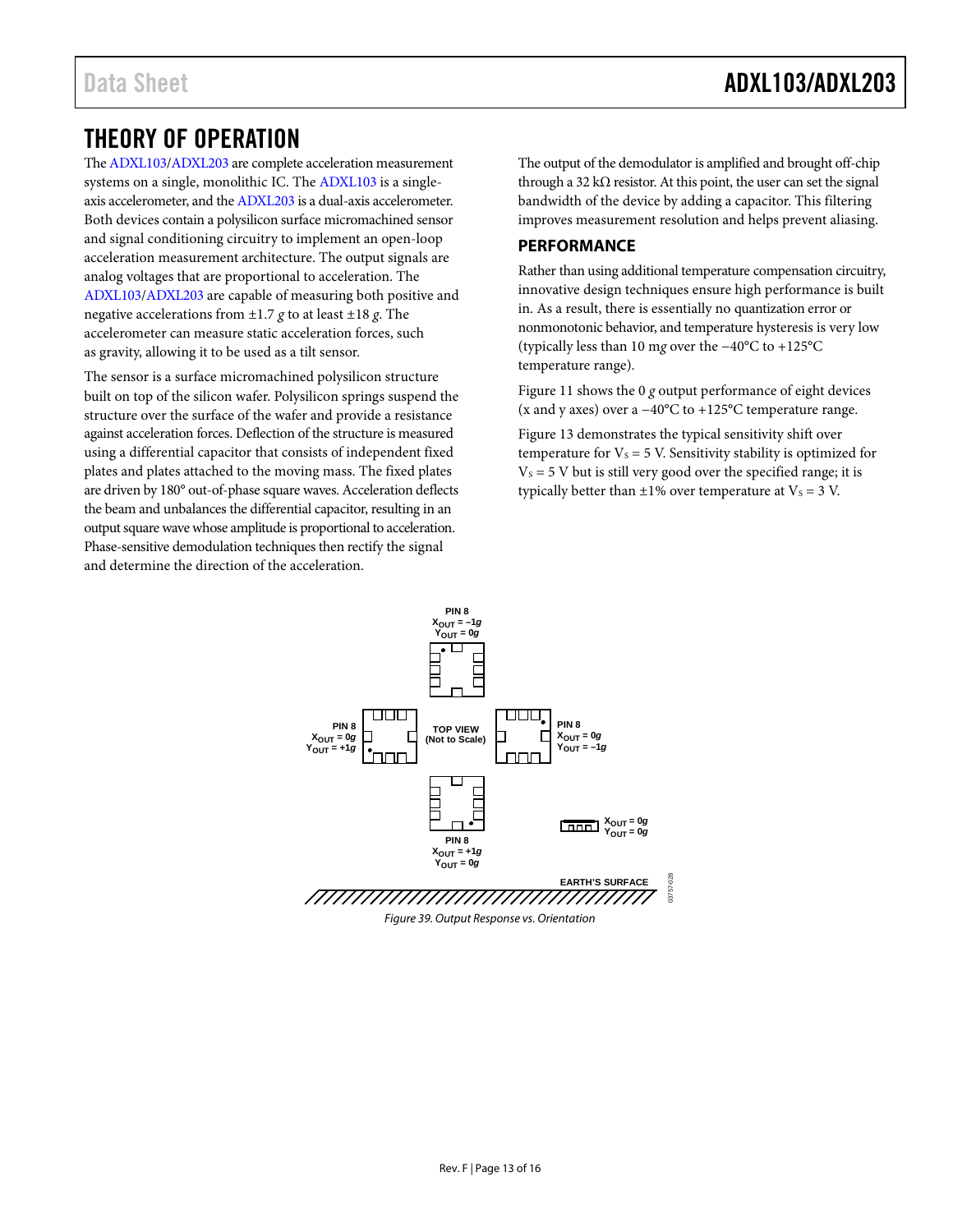# THEORY OF OPERATION

The ADXL103/ADXL203 are complete acceleration measurement systems on a single, monolithic IC. The ADXL103 is a single-axis accelerometer, and the ADXL203 is a dual-axis accelerometer. Both devices contain a polysilicon surface micromachined sensor and signal conditioning circuitry to implement an open-loop acceleration measurement architecture. The output signals are analog voltages that are proportional to acceleration. The ADXL103/ADXL203 are capable of measuring both positive and negative accelerations from ±1.7 *g* to at least ±18 *g*. The accelerometer can measure static acceleration forces, such as gravity, allowing it to be used as a tilt sensor.

The sensor is a surface micromachined polysilicon structure built on top of the silicon wafer. Polysilicon springs suspend the structure over the surface of the wafer and provide a resistance against acceleration forces. Deflection of the structure is measured using a differential capacitor that consists of independent fixed plates and plates attached to the moving mass. The fixed plates are driven by 180° out-of-phase square waves. Acceleration deflects the beam and unbalances the differential capacitor, resulting in an output square wave whose amplitude is proportional to acceleration. Phase-sensitive demodulation techniques then rectify the signal and determine the direction of the acceleration.

The output of the demodulator is amplified and brought off-chip through a 32 kΩ resistor. At this point, the user can set the signal bandwidth of the device by adding a capacitor. This filtering improves measurement resolution and helps prevent aliasing.

## PERFORMANCE

Rather than using additional temperature compensation circuitry, innovative design techniques ensure high performance is built in. As a result, there is essentially no quantization error or nonmonotonic behavior, and temperature hysteresis is very low (typically less than 10 m*g* over the −40°C to +125°C temperature range).

Figure 11 shows the 0 *g* output performance of eight devices (x and y axes) over a −40°C to +125°C temperature range.

Figure 13 demonstrates the typical sensitivity shift over temperature for $V_S$ = 5 V. Sensitivity stability is optimized for $V_S$ = 5 V but is still very good over the specified range; it is typically better than ±1% over temperature at $V_S$ = 3 V.

PIN 8 $X_{OUT}$ = −1*g* $Y_{OUT}$ = 0*g*

PIN 8 $X_{OUT}$ = 0*g* $Y_{OUT}$ = +1*g*

TOP VIEW (Not to Scale)

PIN 8 $X_{OUT}$ = 0*g* $Y_{OUT}$ = −1*g*

PIN 8 $X_{OUT}$ = +1*g* $Y_{OUT}$ = 0*g*

$X_{OUT}$ = 0*g* $Y_{OUT}$ = 0*g*

EARTH'S SURFACE

*Figure 39. Output Response vs. Orientation*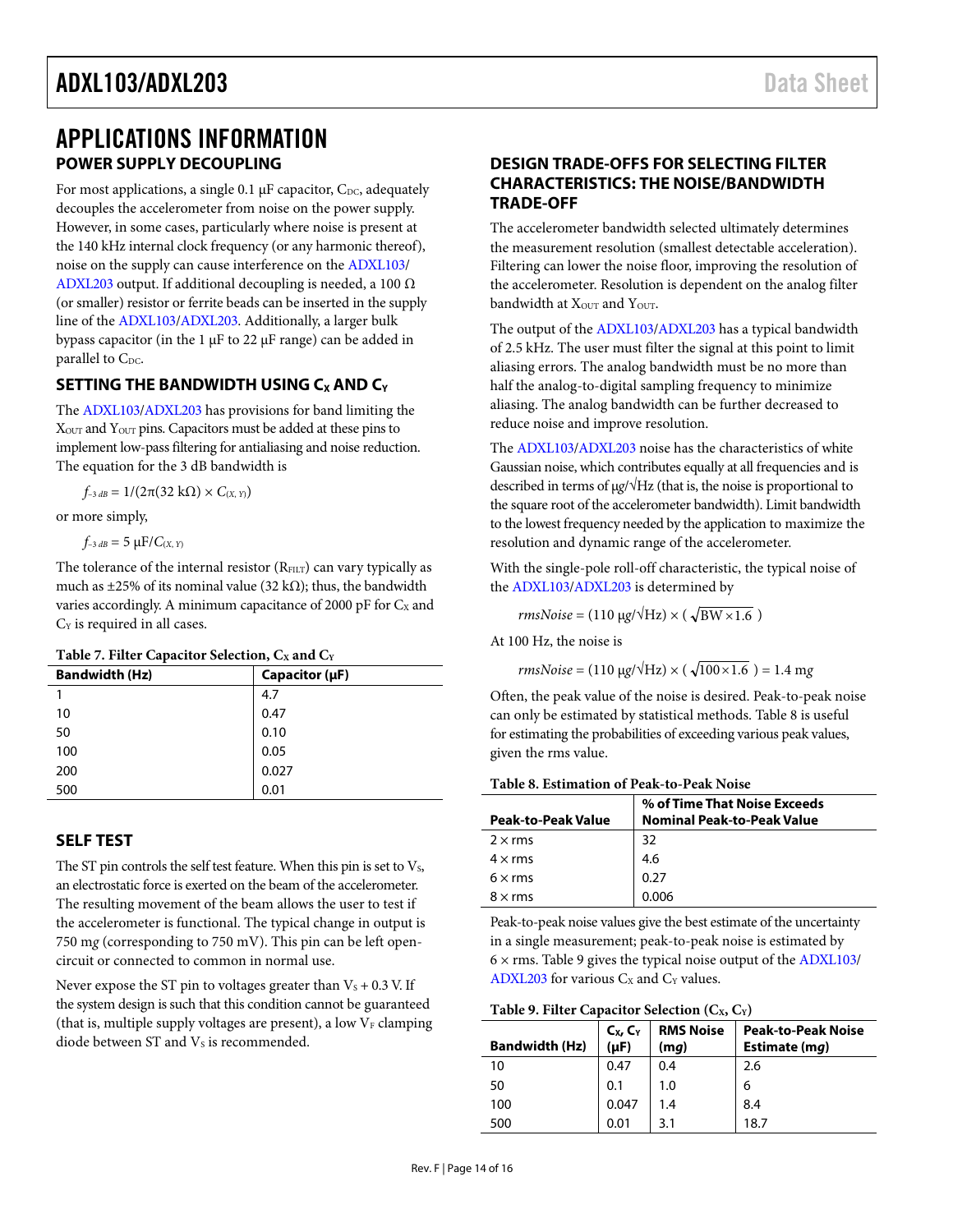# APPLICATIONS INFORMATION

## POWER SUPPLY DECOUPLING

For most applications, a single 0.1 µF capacitor, $C_{DC}$, adequately decouples the accelerometer from noise on the power supply. However, in some cases, particularly where noise is present at the 140 kHz internal clock frequency (or any harmonic thereof), noise on the supply can cause interference on the ADXL103/ ADXL203 output. If additional decoupling is needed, a 100 Ω (or smaller) resistor or ferrite beads can be inserted in the supply line of the ADXL103/ADXL203. Additionally, a larger bulk bypass capacitor (in the 1 µF to 22 µF range) can be added in parallel to $C_{DC}$.

## SETTING THE BANDWIDTH USING $C_X$ AND $C_Y$

The ADXL103/ADXL203 has provisions for band limiting the $X_{OUT}$ and $Y_{OUT}$ pins. Capacitors must be added at these pins to implement low-pass filtering for antialiasing and noise reduction. The equation for the 3 dB bandwidth is

$$f_{-3\,dB} = 1/(2\pi(32\text{ k}\Omega) \times C_{(X,\,Y)})$$

or more simply,

$$f_{-3\,dB} = 5\ \mu\text{F}/C_{(X,\,Y)}$$

The tolerance of the internal resistor ($R_{FILT}$) can vary typically as much as ±25% of its nominal value (32 kΩ); thus, the bandwidth varies accordingly. A minimum capacitance of 2000 pF for $C_X$ and $C_Y$ is required in all cases.

Table 7. Filter Capacitor Selection, $C_X$ and $C_Y$

| Bandwidth (Hz) | Capacitor (µF) |
|---|---|
| 1 | 4.7 |
| 10 | 0.47 |
| 50 | 0.10 |
| 100 | 0.05 |
| 200 | 0.027 |
| 500 | 0.01 |

## SELF TEST

The ST pin controls the self test feature. When this pin is set to $V_S$, an electrostatic force is exerted on the beam of the accelerometer. The resulting movement of the beam allows the user to test if the accelerometer is functional. The typical change in output is 750 m*g* (corresponding to 750 mV). This pin can be left open-circuit or connected to common in normal use.

Never expose the ST pin to voltages greater than $V_S$ + 0.3 V. If the system design is such that this condition cannot be guaranteed (that is, multiple supply voltages are present), a low $V_F$ clamping diode between ST and $V_S$ is recommended.

## DESIGN TRADE-OFFS FOR SELECTING FILTER CHARACTERISTICS: THE NOISE/BANDWIDTH TRADE-OFF

The accelerometer bandwidth selected ultimately determines the measurement resolution (smallest detectable acceleration). Filtering can lower the noise floor, improving the resolution of the accelerometer. Resolution is dependent on the analog filter bandwidth at $X_{OUT}$ and $Y_{OUT}$.

The output of the ADXL103/ADXL203 has a typical bandwidth of 2.5 kHz. The user must filter the signal at this point to limit aliasing errors. The analog bandwidth must be no more than half the analog-to-digital sampling frequency to minimize aliasing. The analog bandwidth can be further decreased to reduce noise and improve resolution.

The ADXL103/ADXL203 noise has the characteristics of white Gaussian noise, which contributes equally at all frequencies and is described in terms of µ*g*/√Hz (that is, the noise is proportional to the square root of the accelerometer bandwidth). Limit bandwidth to the lowest frequency needed by the application to maximize the resolution and dynamic range of the accelerometer.

With the single-pole roll-off characteristic, the typical noise of the ADXL103/ADXL203 is determined by

$$rmsNoise = (110\ \mu g/\sqrt{\text{Hz}}) \times (\sqrt{BW \times 1.6})$$

At 100 Hz, the noise is

$$rmsNoise = (110\ \mu g/\sqrt{\text{Hz}}) \times (\sqrt{100 \times 1.6}) = 1.4\ mg$$

Often, the peak value of the noise is desired. Peak-to-peak noise can only be estimated by statistical methods. Table 8 is useful for estimating the probabilities of exceeding various peak values, given the rms value.

Table 8. Estimation of Peak-to-Peak Noise

| Peak-to-Peak Value | % of Time That Noise Exceeds Nominal Peak-to-Peak Value |
|---|---|
| 2 × rms | 32 |
| 4 × rms | 4.6 |
| 6 × rms | 0.27 |
| 8 × rms | 0.006 |

Peak-to-peak noise values give the best estimate of the uncertainty in a single measurement; peak-to-peak noise is estimated by 6 × rms. Table 9 gives the typical noise output of the ADXL103/ ADXL203 for various $C_X$ and $C_Y$ values.

Table 9. Filter Capacitor Selection ($C_X$, $C_Y$)

| Bandwidth (Hz) | $C_X$, $C_Y$ (µF) | RMS Noise (m*g*) | Peak-to-Peak Noise Estimate (m*g*) |
|---|---|---|---|
| 10 | 0.47 | 0.4 | 2.6 |
| 50 | 0.1 | 1.0 | 6 |
| 100 | 0.047 | 1.4 | 8.4 |
| 500 | 0.01 | 3.1 | 18.7 |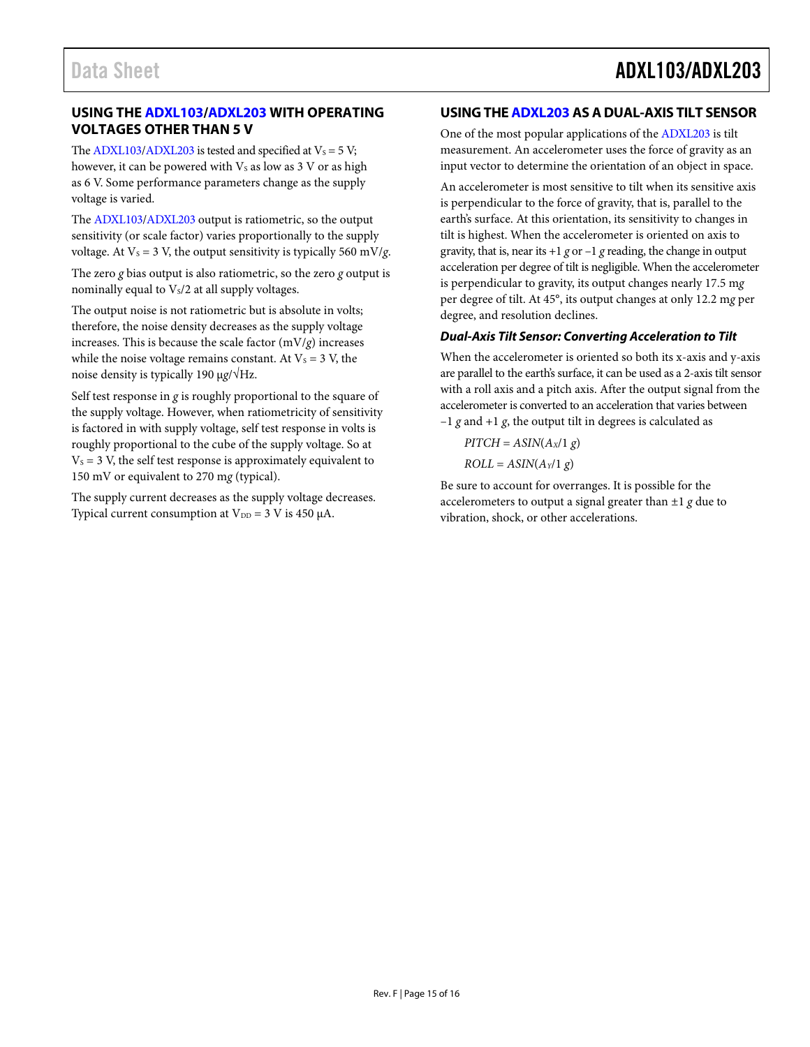## USING THE ADXL103/ADXL203 WITH OPERATING VOLTAGES OTHER THAN 5 V

The ADXL103/ADXL203 is tested and specified at $V_S$ = 5 V; however, it can be powered with $V_S$ as low as 3 V or as high as 6 V. Some performance parameters change as the supply voltage is varied.

The ADXL103/ADXL203 output is ratiometric, so the output sensitivity (or scale factor) varies proportionally to the supply voltage. At $V_S$ = 3 V, the output sensitivity is typically 560 mV/*g*.

The zero *g* bias output is also ratiometric, so the zero *g* output is nominally equal to $V_S/2$ at all supply voltages.

The output noise is not ratiometric but is absolute in volts; therefore, the noise density decreases as the supply voltage increases. This is because the scale factor (mV/*g*) increases while the noise voltage remains constant. At $V_S$ = 3 V, the noise density is typically 190 µ*g*/√Hz.

Self test response in *g* is roughly proportional to the square of the supply voltage. However, when ratiometricity of sensitivity is factored in with supply voltage, self test response in volts is roughly proportional to the cube of the supply voltage. So at $V_S$ = 3 V, the self test response is approximately equivalent to 150 mV or equivalent to 270 m*g* (typical).

The supply current decreases as the supply voltage decreases. Typical current consumption at $V_{DD}$ = 3 V is 450 µA.

## USING THE ADXL203 AS A DUAL-AXIS TILT SENSOR

One of the most popular applications of the ADXL203 is tilt measurement. An accelerometer uses the force of gravity as an input vector to determine the orientation of an object in space.

An accelerometer is most sensitive to tilt when its sensitive axis is perpendicular to the force of gravity, that is, parallel to the earth's surface. At this orientation, its sensitivity to changes in tilt is highest. When the accelerometer is oriented on axis to gravity, that is, near its +1 *g* or −1 *g* reading, the change in output acceleration per degree of tilt is negligible. When the accelerometer is perpendicular to gravity, its output changes nearly 17.5 m*g* per degree of tilt. At 45°, its output changes at only 12.2 m*g* per degree, and resolution declines.

### *Dual-Axis Tilt Sensor: Converting Acceleration to Tilt*

When the accelerometer is oriented so both its x-axis and y-axis are parallel to the earth's surface, it can be used as a 2-axis tilt sensor with a roll axis and a pitch axis. After the output signal from the accelerometer is converted to an acceleration that varies between −1 *g* and +1 *g*, the output tilt in degrees is calculated as

$$PITCH = ASIN(A_X/1\ g)$$

$$ROLL = ASIN(A_Y/1\ g)$$

Be sure to account for overranges. It is possible for the accelerometers to output a signal greater than ±1 *g* due to vibration, shock, or other accelerations.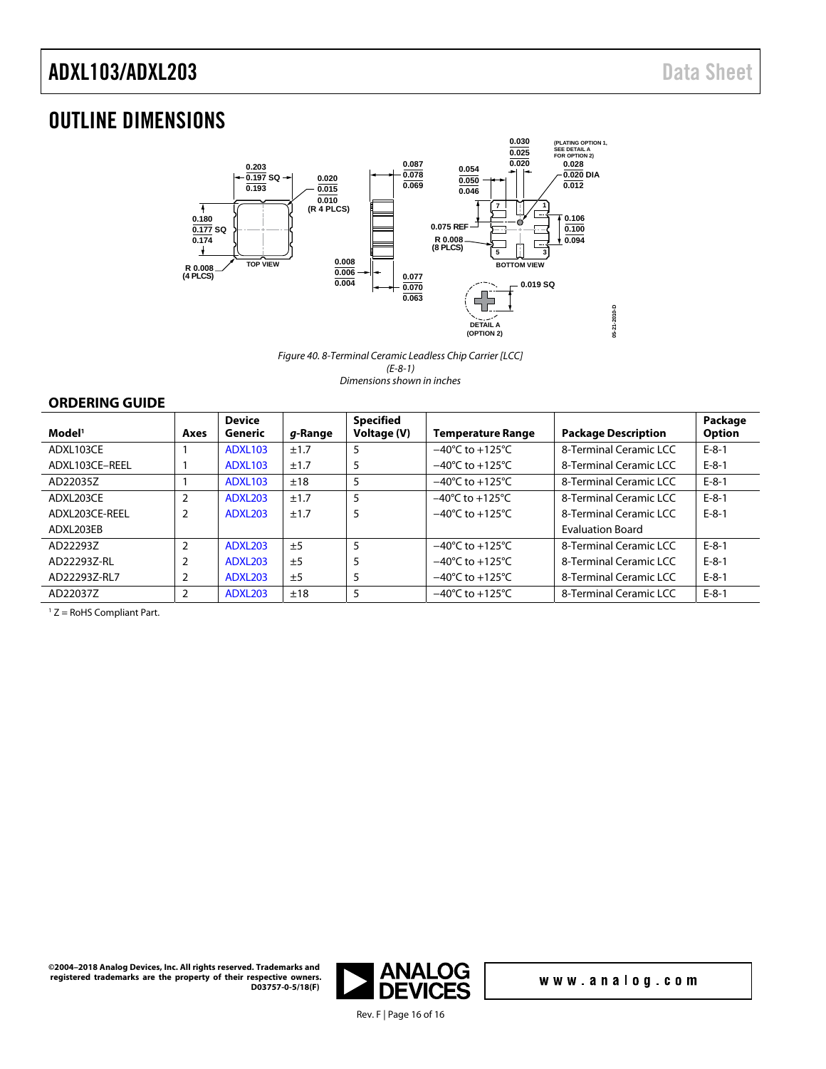# OUTLINE DIMENSIONS

0.203
0.197 SQ
0.193

0.020
0.015
0.010
(R 4 PLCS)

0.180
0.177 SQ
0.174

R 0.008
(4 PLCS)

TOP VIEW

0.008
0.006
0.004

0.087
0.078
0.069

0.077
0.070
0.063

0.054
0.050
0.046

0.030
0.025
0.020

(PLATING OPTION 1, SEE DETAIL A FOR OPTION 2)

0.028
0.020 DIA
0.012

0.106
0.100
0.094

0.075 REF

R 0.008
(8 PLCS)

7
1
5
3

BOTTOM VIEW

0.019 SQ

DETAIL A
(OPTION 2)

05-21-2010-D

*Figure 40. 8-Terminal Ceramic Leadless Chip Carrier [LCC]*
*(E-8-1)*
*Dimensions shown in inches*

## ORDERING GUIDE

| Model[1] | Axes | Device Generic | *g*-Range | Specified Voltage (V) | Temperature Range | Package Description | Package Option |
|---|---|---|---|---|---|---|---|
| ADXL103CE | 1 | ADXL103 | ±1.7 | 5 | −40°C to +125°C | 8-Terminal Ceramic LCC | E-8-1 |
| ADXL103CE–REEL | 1 | ADXL103 | ±1.7 | 5 | −40°C to +125°C | 8-Terminal Ceramic LCC | E-8-1 |
| AD22035Z | 1 | ADXL103 | ±18 | 5 | −40°C to +125°C | 8-Terminal Ceramic LCC | E-8-1 |
| ADXL203CE | 2 | ADXL203 | ±1.7 | 5 | −40°C to +125°C | 8-Terminal Ceramic LCC | E-8-1 |
| ADXL203CE-REEL | 2 | ADXL203 | ±1.7 | 5 | −40°C to +125°C | 8-Terminal Ceramic LCC | E-8-1 |
| ADXL203EB | | | | | | Evaluation Board | |
| AD22293Z | 2 | ADXL203 | ±5 | 5 | −40°C to +125°C | 8-Terminal Ceramic LCC | E-8-1 |
| AD22293Z-RL | 2 | ADXL203 | ±5 | 5 | −40°C to +125°C | 8-Terminal Ceramic LCC | E-8-1 |
| AD22293Z-RL7 | 2 | ADXL203 | ±5 | 5 | −40°C to +125°C | 8-Terminal Ceramic LCC | E-8-1 |
| AD22037Z | 2 | ADXL203 | ±18 | 5 | −40°C to +125°C | 8-Terminal Ceramic LCC | E-8-1 |

[1] Z = RoHS Compliant Part.

©2004–2018 Analog Devices, Inc. All rights reserved. Trademarks and registered trademarks are the property of their respective owners.
D03757-0-5/18(F)

www.analog.com